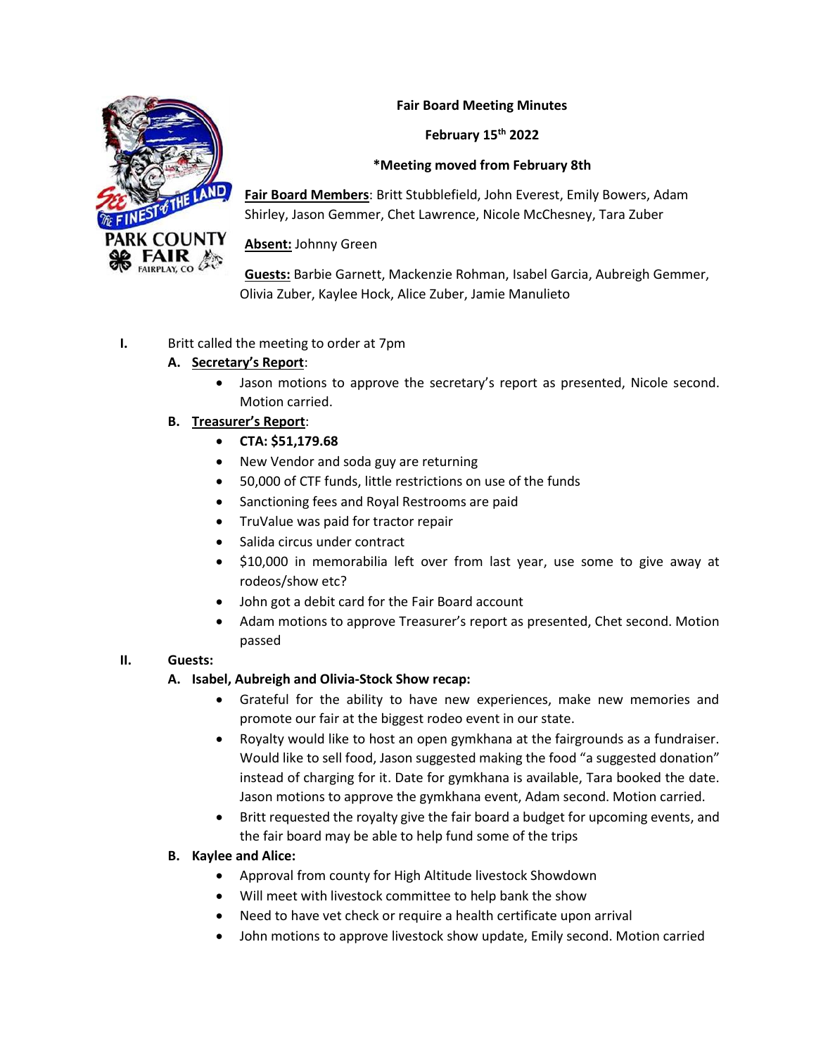**Fair Board Meeting Minutes**

**February 15th 2022**

***Meeting moved from February 8th**

**Fair Board Members**: Britt Stubblefield, John Everest, Emily Bowers, Adam Shirley, Jason Gemmer, Chet Lawrence, Nicole McChesney, Tara Zuber

**Absent:** Johnny Green

**Guests:** Barbie Garnett, Mackenzie Rohman, Isabel Garcia, Aubreigh Gemmer, Olivia Zuber, Kaylee Hock, Alice Zuber, Jamie Manulieto

I. Britt called the meeting to order at 7pm

A. **Secretary's Report**:
- Jason motions to approve the secretary's report as presented, Nicole second. Motion carried.

B. **Treasurer's Report**:
- **CTA: $51,179.68**
- New Vendor and soda guy are returning
- 50,000 of CTF funds, little restrictions on use of the funds
- Sanctioning fees and Royal Restrooms are paid
- TruValue was paid for tractor repair
- Salida circus under contract
- $10,000 in memorabilia left over from last year, use some to give away at rodeos/show etc?
- John got a debit card for the Fair Board account
- Adam motions to approve Treasurer's report as presented, Chet second. Motion passed

II. **Guests:**

A. **Isabel, Aubreigh and Olivia-Stock Show recap:**
- Grateful for the ability to have new experiences, make new memories and promote our fair at the biggest rodeo event in our state.
- Royalty would like to host an open gymkhana at the fairgrounds as a fundraiser. Would like to sell food, Jason suggested making the food "a suggested donation" instead of charging for it. Date for gymkhana is available, Tara booked the date. Jason motions to approve the gymkhana event, Adam second. Motion carried.
- Britt requested the royalty give the fair board a budget for upcoming events, and the fair board may be able to help fund some of the trips

B. **Kaylee and Alice:**
- Approval from county for High Altitude livestock Showdown
- Will meet with livestock committee to help bank the show
- Need to have vet check or require a health certificate upon arrival
- John motions to approve livestock show update, Emily second. Motion carried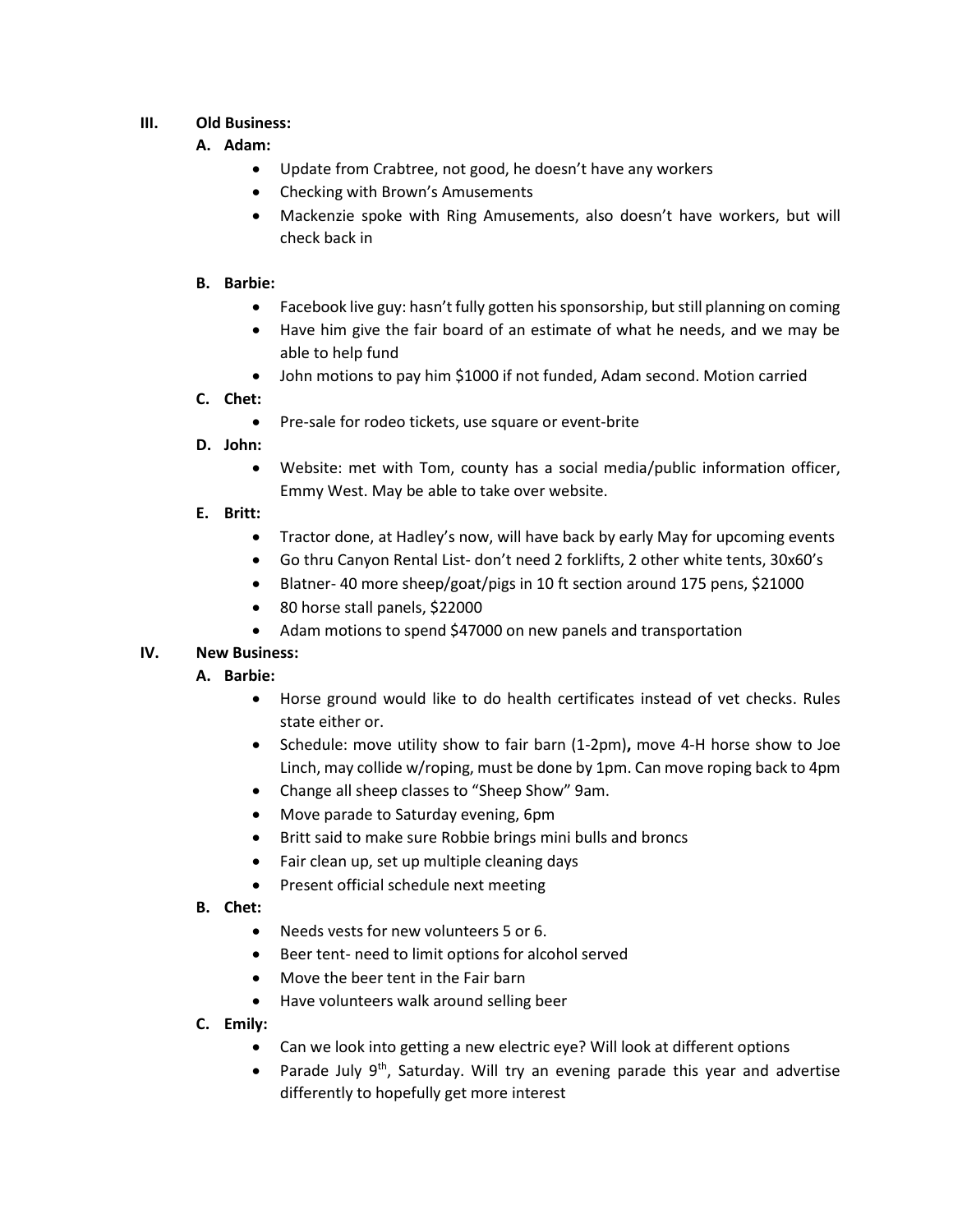## III. Old Business:

### A. Adam:

- Update from Crabtree, not good, he doesn't have any workers
- Checking with Brown's Amusements
- Mackenzie spoke with Ring Amusements, also doesn't have workers, but will check back in

### B. Barbie:

- Facebook live guy: hasn't fully gotten his sponsorship, but still planning on coming
- Have him give the fair board of an estimate of what he needs, and we may be able to help fund
- John motions to pay him $1000 if not funded, Adam second. Motion carried

### C. Chet:

- Pre-sale for rodeo tickets, use square or event-brite

### D. John:

- Website: met with Tom, county has a social media/public information officer, Emmy West. May be able to take over website.

### E. Britt:

- Tractor done, at Hadley's now, will have back by early May for upcoming events
- Go thru Canyon Rental List- don't need 2 forklifts, 2 other white tents, 30x60's
- Blatner- 40 more sheep/goat/pigs in 10 ft section around 175 pens, $21000
- 80 horse stall panels, $22000
- Adam motions to spend $47000 on new panels and transportation

## IV. New Business:

### A. Barbie:

- Horse ground would like to do health certificates instead of vet checks. Rules state either or.
- Schedule: move utility show to fair barn (1-2pm)**,** move 4-H horse show to Joe Linch, may collide w/roping, must be done by 1pm. Can move roping back to 4pm
- Change all sheep classes to "Sheep Show" 9am.
- Move parade to Saturday evening, 6pm
- Britt said to make sure Robbie brings mini bulls and broncs
- Fair clean up, set up multiple cleaning days
- Present official schedule next meeting

### B. Chet:

- Needs vests for new volunteers 5 or 6.
- Beer tent- need to limit options for alcohol served
- Move the beer tent in the Fair barn
- Have volunteers walk around selling beer

### C. Emily:

- Can we look into getting a new electric eye? Will look at different options
- Parade July 9th, Saturday. Will try an evening parade this year and advertise differently to hopefully get more interest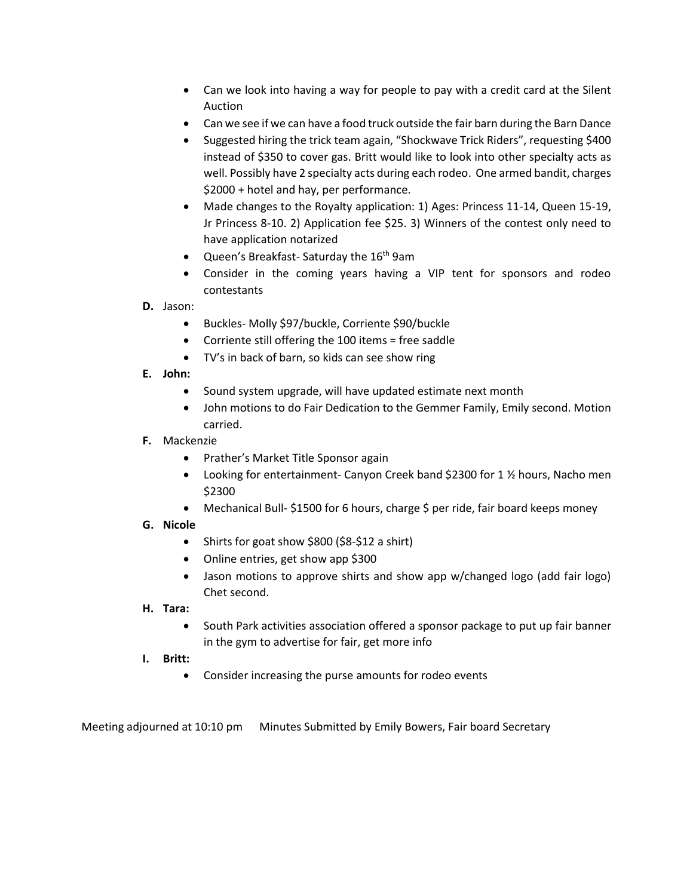- Can we look into having a way for people to pay with a credit card at the Silent Auction
- Can we see if we can have a food truck outside the fair barn during the Barn Dance
- Suggested hiring the trick team again, "Shockwave Trick Riders", requesting $400 instead of $350 to cover gas. Britt would like to look into other specialty acts as well. Possibly have 2 specialty acts during each rodeo. One armed bandit, charges $2000 + hotel and hay, per performance.
- Made changes to the Royalty application: 1) Ages: Princess 11-14, Queen 15-19, Jr Princess 8-10. 2) Application fee $25. 3) Winners of the contest only need to have application notarized
- Queen's Breakfast- Saturday the 16th 9am
- Consider in the coming years having a VIP tent for sponsors and rodeo contestants

**D.** Jason:

- Buckles- Molly $97/buckle, Corriente $90/buckle
- Corriente still offering the 100 items = free saddle
- TV's in back of barn, so kids can see show ring

**E. John:**

- Sound system upgrade, will have updated estimate next month
- John motions to do Fair Dedication to the Gemmer Family, Emily second. Motion carried.

**F.** Mackenzie

- Prather's Market Title Sponsor again
- Looking for entertainment- Canyon Creek band $2300 for 1 ½ hours, Nacho men $2300
- Mechanical Bull- $1500 for 6 hours, charge $ per ride, fair board keeps money

**G. Nicole**

- Shirts for goat show $800 ($8-$12 a shirt)
- Online entries, get show app $300
- Jason motions to approve shirts and show app w/changed logo (add fair logo) Chet second.

**H. Tara:**

- South Park activities association offered a sponsor package to put up fair banner in the gym to advertise for fair, get more info

**I. Britt:**

- Consider increasing the purse amounts for rodeo events

Meeting adjourned at 10:10 pm Minutes Submitted by Emily Bowers, Fair board Secretary